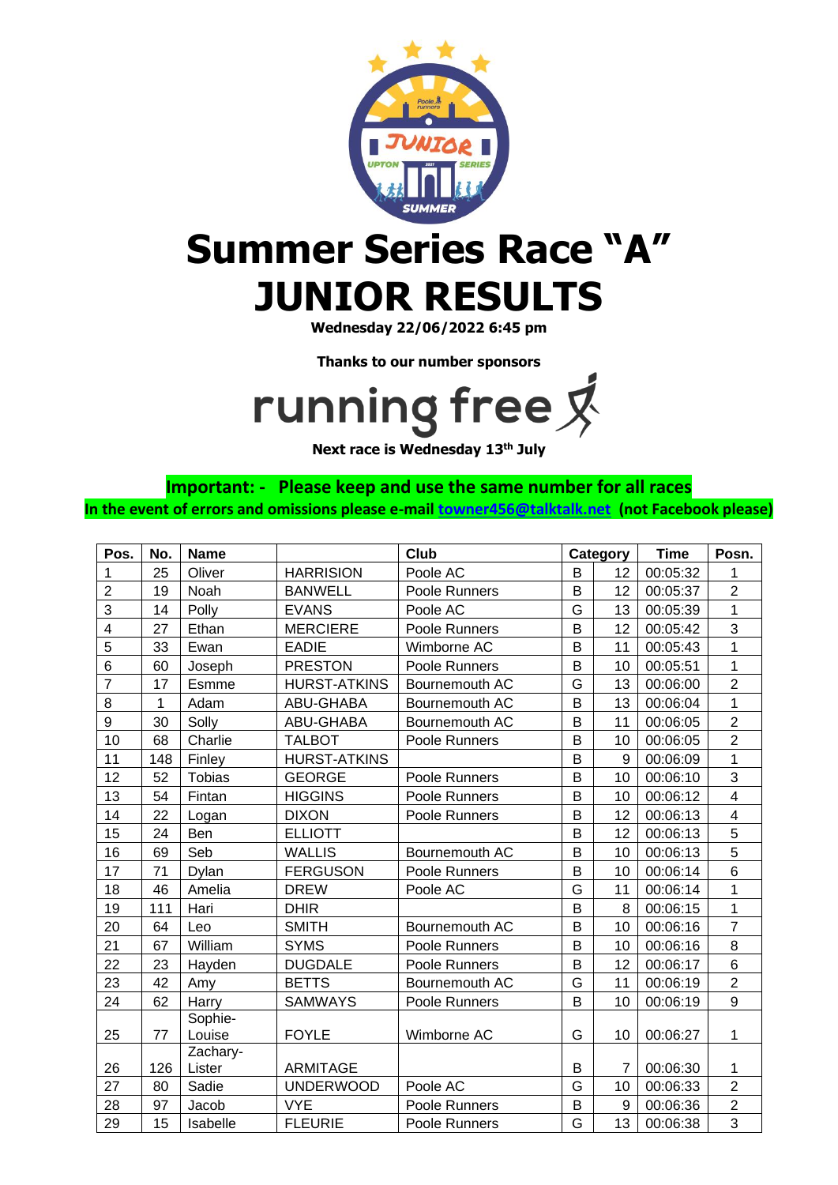# Summer Series Race "A"
# JUNIOR RESULTS

**Wednesday 22/06/2022 6:45 pm**

**Thanks to our number sponsors**

running free

**Next race is Wednesday 13th July**

**Important: - Please keep and use the same number for all races**

**In the event of errors and omissions please e-mail towner456@talktalk.net (not Facebook please)**

| Pos. | No. | Name | | Club | Category | | Time | Posn. |
|---|---|---|---|---|---|---|---|---|
| 1 | 25 | Oliver | HARRISION | Poole AC | B | 12 | 00:05:32 | 1 |
| 2 | 19 | Noah | BANWELL | Poole Runners | B | 12 | 00:05:37 | 2 |
| 3 | 14 | Polly | EVANS | Poole AC | G | 13 | 00:05:39 | 1 |
| 4 | 27 | Ethan | MERCIERE | Poole Runners | B | 12 | 00:05:42 | 3 |
| 5 | 33 | Ewan | EADIE | Wimborne AC | B | 11 | 00:05:43 | 1 |
| 6 | 60 | Joseph | PRESTON | Poole Runners | B | 10 | 00:05:51 | 1 |
| 7 | 17 | Esmme | HURST-ATKINS | Bournemouth AC | G | 13 | 00:06:00 | 2 |
| 8 | 1 | Adam | ABU-GHABA | Bournemouth AC | B | 13 | 00:06:04 | 1 |
| 9 | 30 | Solly | ABU-GHABA | Bournemouth AC | B | 11 | 00:06:05 | 2 |
| 10 | 68 | Charlie | TALBOT | Poole Runners | B | 10 | 00:06:05 | 2 |
| 11 | 148 | Finley | HURST-ATKINS | | B | 9 | 00:06:09 | 1 |
| 12 | 52 | Tobias | GEORGE | Poole Runners | B | 10 | 00:06:10 | 3 |
| 13 | 54 | Fintan | HIGGINS | Poole Runners | B | 10 | 00:06:12 | 4 |
| 14 | 22 | Logan | DIXON | Poole Runners | B | 12 | 00:06:13 | 4 |
| 15 | 24 | Ben | ELLIOTT | | B | 12 | 00:06:13 | 5 |
| 16 | 69 | Seb | WALLIS | Bournemouth AC | B | 10 | 00:06:13 | 5 |
| 17 | 71 | Dylan | FERGUSON | Poole Runners | B | 10 | 00:06:14 | 6 |
| 18 | 46 | Amelia | DREW | Poole AC | G | 11 | 00:06:14 | 1 |
| 19 | 111 | Hari | DHIR | | B | 8 | 00:06:15 | 1 |
| 20 | 64 | Leo | SMITH | Bournemouth AC | B | 10 | 00:06:16 | 7 |
| 21 | 67 | William | SYMS | Poole Runners | B | 10 | 00:06:16 | 8 |
| 22 | 23 | Hayden | DUGDALE | Poole Runners | B | 12 | 00:06:17 | 6 |
| 23 | 42 | Amy | BETTS | Bournemouth AC | G | 11 | 00:06:19 | 2 |
| 24 | 62 | Harry | SAMWAYS | Poole Runners | B | 10 | 00:06:19 | 9 |
| 25 | 77 | Sophie-Louise | FOYLE | Wimborne AC | G | 10 | 00:06:27 | 1 |
| 26 | 126 | Zachary-Lister | ARMITAGE | | B | 7 | 00:06:30 | 1 |
| 27 | 80 | Sadie | UNDERWOOD | Poole AC | G | 10 | 00:06:33 | 2 |
| 28 | 97 | Jacob | VYE | Poole Runners | B | 9 | 00:06:36 | 2 |
| 29 | 15 | Isabelle | FLEURIE | Poole Runners | G | 13 | 00:06:38 | 3 |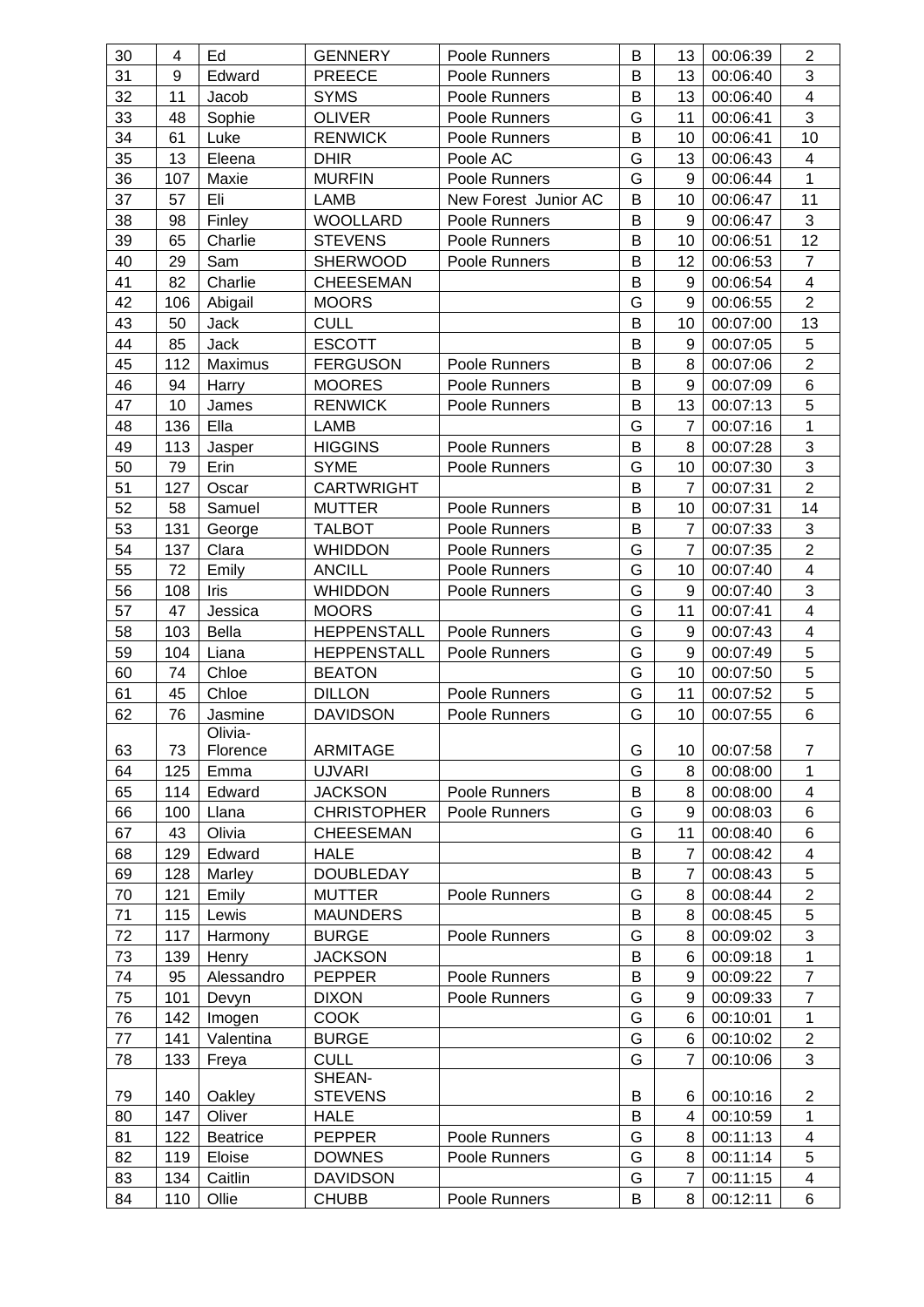| 30 | 4 | Ed | GENNERY | Poole Runners | B | 13 | 00:06:39 | 2 |
|---|---|---|---|---|---|---|---|---|
| 31 | 9 | Edward | PREECE | Poole Runners | B | 13 | 00:06:40 | 3 |
| 32 | 11 | Jacob | SYMS | Poole Runners | B | 13 | 00:06:40 | 4 |
| 33 | 48 | Sophie | OLIVER | Poole Runners | G | 11 | 00:06:41 | 3 |
| 34 | 61 | Luke | RENWICK | Poole Runners | B | 10 | 00:06:41 | 10 |
| 35 | 13 | Eleena | DHIR | Poole AC | G | 13 | 00:06:43 | 4 |
| 36 | 107 | Maxie | MURFIN | Poole Runners | G | 9 | 00:06:44 | 1 |
| 37 | 57 | Eli | LAMB | New Forest Junior AC | B | 10 | 00:06:47 | 11 |
| 38 | 98 | Finley | WOOLLARD | Poole Runners | B | 9 | 00:06:47 | 3 |
| 39 | 65 | Charlie | STEVENS | Poole Runners | B | 10 | 00:06:51 | 12 |
| 40 | 29 | Sam | SHERWOOD | Poole Runners | B | 12 | 00:06:53 | 7 |
| 41 | 82 | Charlie | CHEESEMAN | | B | 9 | 00:06:54 | 4 |
| 42 | 106 | Abigail | MOORS | | G | 9 | 00:06:55 | 2 |
| 43 | 50 | Jack | CULL | | B | 10 | 00:07:00 | 13 |
| 44 | 85 | Jack | ESCOTT | | B | 9 | 00:07:05 | 5 |
| 45 | 112 | Maximus | FERGUSON | Poole Runners | B | 8 | 00:07:06 | 2 |
| 46 | 94 | Harry | MOORES | Poole Runners | B | 9 | 00:07:09 | 6 |
| 47 | 10 | James | RENWICK | Poole Runners | B | 13 | 00:07:13 | 5 |
| 48 | 136 | Ella | LAMB | | G | 7 | 00:07:16 | 1 |
| 49 | 113 | Jasper | HIGGINS | Poole Runners | B | 8 | 00:07:28 | 3 |
| 50 | 79 | Erin | SYME | Poole Runners | G | 10 | 00:07:30 | 3 |
| 51 | 127 | Oscar | CARTWRIGHT | | B | 7 | 00:07:31 | 2 |
| 52 | 58 | Samuel | MUTTER | Poole Runners | B | 10 | 00:07:31 | 14 |
| 53 | 131 | George | TALBOT | Poole Runners | B | 7 | 00:07:33 | 3 |
| 54 | 137 | Clara | WHIDDON | Poole Runners | G | 7 | 00:07:35 | 2 |
| 55 | 72 | Emily | ANCILL | Poole Runners | G | 10 | 00:07:40 | 4 |
| 56 | 108 | Iris | WHIDDON | Poole Runners | G | 9 | 00:07:40 | 3 |
| 57 | 47 | Jessica | MOORS | | G | 11 | 00:07:41 | 4 |
| 58 | 103 | Bella | HEPPENSTALL | Poole Runners | G | 9 | 00:07:43 | 4 |
| 59 | 104 | Liana | HEPPENSTALL | Poole Runners | G | 9 | 00:07:49 | 5 |
| 60 | 74 | Chloe | BEATON | | G | 10 | 00:07:50 | 5 |
| 61 | 45 | Chloe | DILLON | Poole Runners | G | 11 | 00:07:52 | 5 |
| 62 | 76 | Jasmine | DAVIDSON | Poole Runners | G | 10 | 00:07:55 | 6 |
| 63 | 73 | Olivia-Florence | ARMITAGE | | G | 10 | 00:07:58 | 7 |
| 64 | 125 | Emma | UJVARI | | G | 8 | 00:08:00 | 1 |
| 65 | 114 | Edward | JACKSON | Poole Runners | B | 8 | 00:08:00 | 4 |
| 66 | 100 | Llana | CHRISTOPHER | Poole Runners | G | 9 | 00:08:03 | 6 |
| 67 | 43 | Olivia | CHEESEMAN | | G | 11 | 00:08:40 | 6 |
| 68 | 129 | Edward | HALE | | B | 7 | 00:08:42 | 4 |
| 69 | 128 | Marley | DOUBLEDAY | | B | 7 | 00:08:43 | 5 |
| 70 | 121 | Emily | MUTTER | Poole Runners | G | 8 | 00:08:44 | 2 |
| 71 | 115 | Lewis | MAUNDERS | | B | 8 | 00:08:45 | 5 |
| 72 | 117 | Harmony | BURGE | Poole Runners | G | 8 | 00:09:02 | 3 |
| 73 | 139 | Henry | JACKSON | | B | 6 | 00:09:18 | 1 |
| 74 | 95 | Alessandro | PEPPER | Poole Runners | B | 9 | 00:09:22 | 7 |
| 75 | 101 | Devyn | DIXON | Poole Runners | G | 9 | 00:09:33 | 7 |
| 76 | 142 | Imogen | COOK | | G | 6 | 00:10:01 | 1 |
| 77 | 141 | Valentina | BURGE | | G | 6 | 00:10:02 | 2 |
| 78 | 133 | Freya | CULL | | G | 7 | 00:10:06 | 3 |
| 79 | 140 | Oakley | SHEAN-STEVENS | | B | 6 | 00:10:16 | 2 |
| 80 | 147 | Oliver | HALE | | B | 4 | 00:10:59 | 1 |
| 81 | 122 | Beatrice | PEPPER | Poole Runners | G | 8 | 00:11:13 | 4 |
| 82 | 119 | Eloise | DOWNES | Poole Runners | G | 8 | 00:11:14 | 5 |
| 83 | 134 | Caitlin | DAVIDSON | | G | 7 | 00:11:15 | 4 |
| 84 | 110 | Ollie | CHUBB | Poole Runners | B | 8 | 00:12:11 | 6 |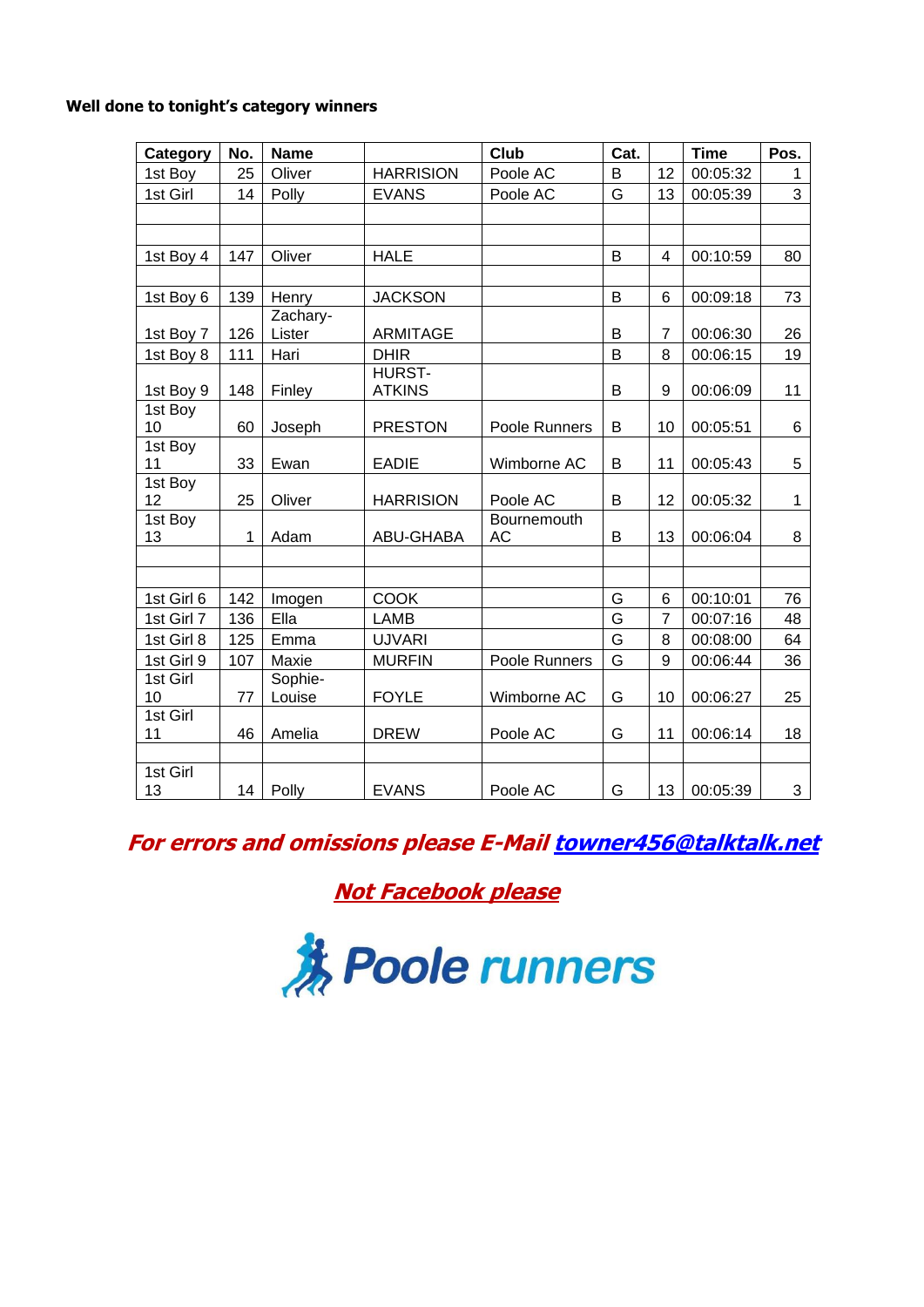**Well done to tonight's category winners**

| Category | No. | Name | | Club | Cat. | | Time | Pos. |
|---|---|---|---|---|---|---|---|---|
| 1st Boy | 25 | Oliver | HARRISION | Poole AC | B | 12 | 00:05:32 | 1 |
| 1st Girl | 14 | Polly | EVANS | Poole AC | G | 13 | 00:05:39 | 3 |
| | | | | | | | | |
| | | | | | | | | |
| 1st Boy 4 | 147 | Oliver | HALE | | B | 4 | 00:10:59 | 80 |
| | | | | | | | | |
| 1st Boy 6 | 139 | Henry | JACKSON | | B | 6 | 00:09:18 | 73 |
| 1st Boy 7 | 126 | Zachary-Lister | ARMITAGE | | B | 7 | 00:06:30 | 26 |
| 1st Boy 8 | 111 | Hari | DHIR | | B | 8 | 00:06:15 | 19 |
| 1st Boy 9 | 148 | Finley | HURST-ATKINS | | B | 9 | 00:06:09 | 11 |
| 1st Boy 10 | 60 | Joseph | PRESTON | Poole Runners | B | 10 | 00:05:51 | 6 |
| 1st Boy 11 | 33 | Ewan | EADIE | Wimborne AC | B | 11 | 00:05:43 | 5 |
| 1st Boy 12 | 25 | Oliver | HARRISION | Poole AC | B | 12 | 00:05:32 | 1 |
| 1st Boy 13 | 1 | Adam | ABU-GHABA | Bournemouth AC | B | 13 | 00:06:04 | 8 |
| | | | | | | | | |
| | | | | | | | | |
| 1st Girl 6 | 142 | Imogen | COOK | | G | 6 | 00:10:01 | 76 |
| 1st Girl 7 | 136 | Ella | LAMB | | G | 7 | 00:07:16 | 48 |
| 1st Girl 8 | 125 | Emma | UJVARI | | G | 8 | 00:08:00 | 64 |
| 1st Girl 9 | 107 | Maxie | MURFIN | Poole Runners | G | 9 | 00:06:44 | 36 |
| 1st Girl 10 | 77 | Sophie-Louise | FOYLE | Wimborne AC | G | 10 | 00:06:27 | 25 |
| 1st Girl 11 | 46 | Amelia | DREW | Poole AC | G | 11 | 00:06:14 | 18 |
| | | | | | | | | |
| 1st Girl 13 | 14 | Polly | EVANS | Poole AC | G | 13 | 00:05:39 | 3 |

***For errors and omissions please E-Mail towner456@talktalk.net***

***Not Facebook please***

Poole runners